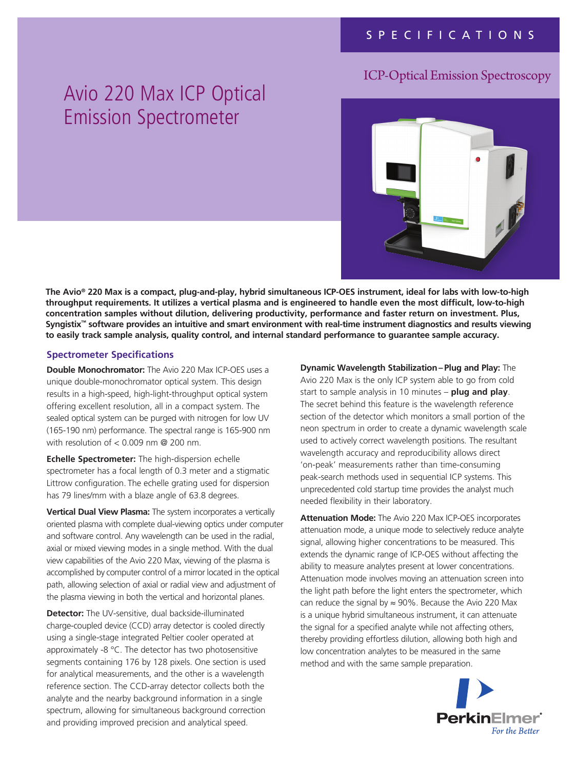SPECIFICATIONS

ICP-Optical Emission Spectroscopy

# Avio 220 Max ICP Optical Emission Spectrometer

**The Avio® 220 Max is a compact, plug-and-play, hybrid simultaneous ICP-OES instrument, ideal for labs with low-to-high throughput requirements. It utilizes a vertical plasma and is engineered to handle even the most difficult, low-to-high concentration samples without dilution, delivering productivity, performance and faster return on investment. Plus, Syngistix™ software provides an intuitive and smart environment with real-time instrument diagnostics and results viewing to easily track sample analysis, quality control, and internal standard performance to guarantee sample accuracy.**

## Spectrometer Specifications

**Double Monochromator:** The Avio 220 Max ICP-OES uses a unique double-monochromator optical system. This design results in a high-speed, high-light-throughput optical system offering excellent resolution, all in a compact system. The sealed optical system can be purged with nitrogen for low UV (165-190 nm) performance. The spectral range is 165-900 nm with resolution of < 0.009 nm @ 200 nm.

**Echelle Spectrometer:** The high-dispersion echelle spectrometer has a focal length of 0.3 meter and a stigmatic Littrow configuration. The echelle grating used for dispersion has 79 lines/mm with a blaze angle of 63.8 degrees.

**Vertical Dual View Plasma:** The system incorporates a vertically oriented plasma with complete dual-viewing optics under computer and software control. Any wavelength can be used in the radial, axial or mixed viewing modes in a single method. With the dual view capabilities of the Avio 220 Max, viewing of the plasma is accomplished by computer control of a mirror located in the optical path, allowing selection of axial or radial view and adjustment of the plasma viewing in both the vertical and horizontal planes.

**Detector:** The UV-sensitive, dual backside-illuminated charge-coupled device (CCD) array detector is cooled directly using a single-stage integrated Peltier cooler operated at approximately -8 °C. The detector has two photosensitive segments containing 176 by 128 pixels. One section is used for analytical measurements, and the other is a wavelength reference section. The CCD-array detector collects both the analyte and the nearby background information in a single spectrum, allowing for simultaneous background correction and providing improved precision and analytical speed.

**Dynamic Wavelength Stabilization – Plug and Play:** The Avio 220 Max is the only ICP system able to go from cold start to sample analysis in 10 minutes – **plug and play**. The secret behind this feature is the wavelength reference section of the detector which monitors a small portion of the neon spectrum in order to create a dynamic wavelength scale used to actively correct wavelength positions. The resultant wavelength accuracy and reproducibility allows direct 'on-peak' measurements rather than time-consuming peak-search methods used in sequential ICP systems. This unprecedented cold startup time provides the analyst much needed flexibility in their laboratory.

**Attenuation Mode:** The Avio 220 Max ICP-OES incorporates attenuation mode, a unique mode to selectively reduce analyte signal, allowing higher concentrations to be measured. This extends the dynamic range of ICP-OES without affecting the ability to measure analytes present at lower concentrations. Attenuation mode involves moving an attenuation screen into the light path before the light enters the spectrometer, which can reduce the signal by ≈ 90%. Because the Avio 220 Max is a unique hybrid simultaneous instrument, it can attenuate the signal for a specified analyte while not affecting others, thereby providing effortless dilution, allowing both high and low concentration analytes to be measured in the same method and with the same sample preparation.

PerkinElmer®
*For the Better*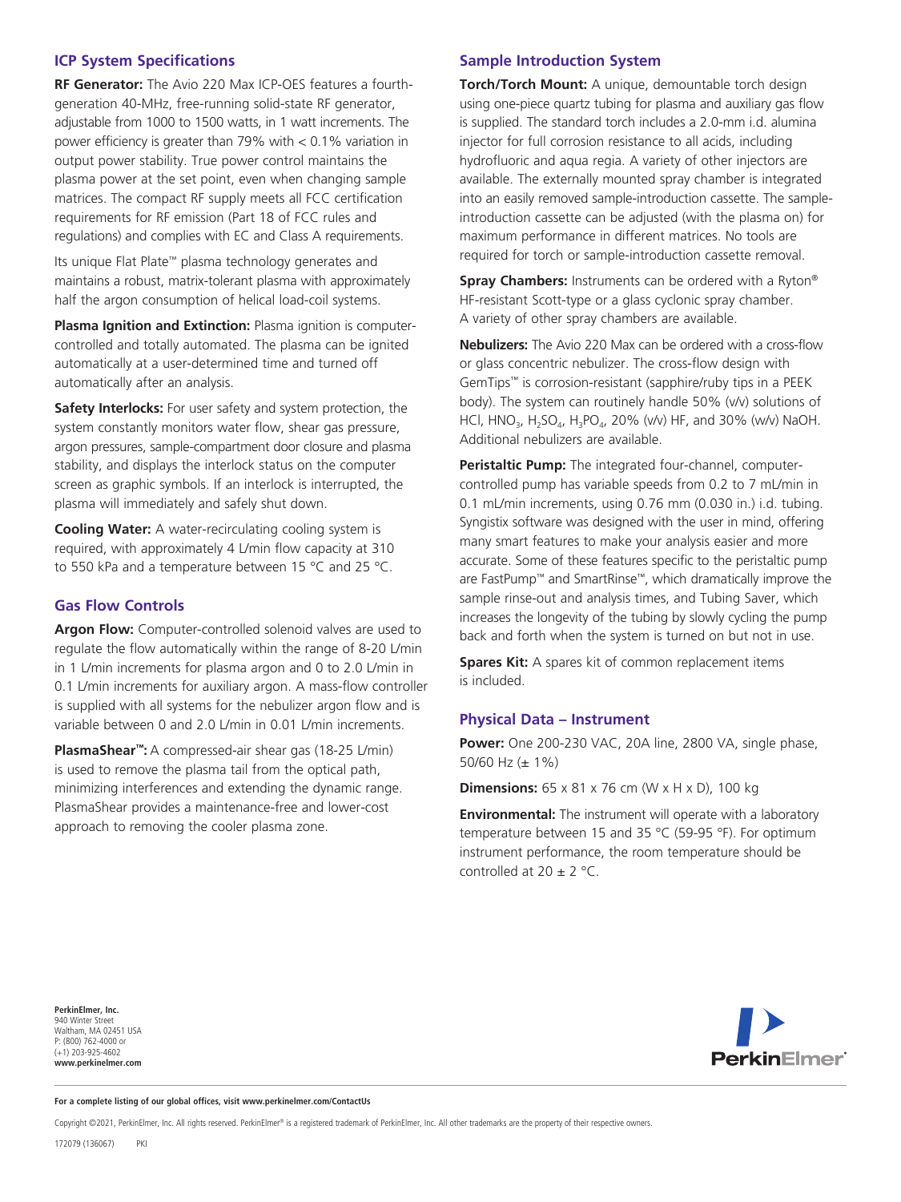## ICP System Specifications

**RF Generator:** The Avio 220 Max ICP-OES features a fourth-generation 40-MHz, free-running solid-state RF generator, adjustable from 1000 to 1500 watts, in 1 watt increments. The power efficiency is greater than 79% with < 0.1% variation in output power stability. True power control maintains the plasma power at the set point, even when changing sample matrices. The compact RF supply meets all FCC certification requirements for RF emission (Part 18 of FCC rules and regulations) and complies with EC and Class A requirements.

Its unique Flat Plate™ plasma technology generates and maintains a robust, matrix-tolerant plasma with approximately half the argon consumption of helical load-coil systems.

**Plasma Ignition and Extinction:** Plasma ignition is computer-controlled and totally automated. The plasma can be ignited automatically at a user-determined time and turned off automatically after an analysis.

**Safety Interlocks:** For user safety and system protection, the system constantly monitors water flow, shear gas pressure, argon pressures, sample-compartment door closure and plasma stability, and displays the interlock status on the computer screen as graphic symbols. If an interlock is interrupted, the plasma will immediately and safely shut down.

**Cooling Water:** A water-recirculating cooling system is required, with approximately 4 L/min flow capacity at 310 to 550 kPa and a temperature between 15 °C and 25 °C.

## Gas Flow Controls

**Argon Flow:** Computer-controlled solenoid valves are used to regulate the flow automatically within the range of 8-20 L/min in 1 L/min increments for plasma argon and 0 to 2.0 L/min in 0.1 L/min increments for auxiliary argon. A mass-flow controller is supplied with all systems for the nebulizer argon flow and is variable between 0 and 2.0 L/min in 0.01 L/min increments.

**PlasmaShear™:** A compressed-air shear gas (18-25 L/min) is used to remove the plasma tail from the optical path, minimizing interferences and extending the dynamic range. PlasmaShear provides a maintenance-free and lower-cost approach to removing the cooler plasma zone.

## Sample Introduction System

**Torch/Torch Mount:** A unique, demountable torch design using one-piece quartz tubing for plasma and auxiliary gas flow is supplied. The standard torch includes a 2.0-mm i.d. alumina injector for full corrosion resistance to all acids, including hydrofluoric and aqua regia. A variety of other injectors are available. The externally mounted spray chamber is integrated into an easily removed sample-introduction cassette. The sample-introduction cassette can be adjusted (with the plasma on) for maximum performance in different matrices. No tools are required for torch or sample-introduction cassette removal.

**Spray Chambers:** Instruments can be ordered with a Ryton® HF-resistant Scott-type or a glass cyclonic spray chamber. A variety of other spray chambers are available.

**Nebulizers:** The Avio 220 Max can be ordered with a cross-flow or glass concentric nebulizer. The cross-flow design with GemTips™ is corrosion-resistant (sapphire/ruby tips in a PEEK body). The system can routinely handle 50% (v/v) solutions of HCl, $HNO_3$, $H_2SO_4$, $H_3PO_4$, 20% (v/v) HF, and 30% (w/v) NaOH. Additional nebulizers are available.

**Peristaltic Pump:** The integrated four-channel, computer-controlled pump has variable speeds from 0.2 to 7 mL/min in 0.1 mL/min increments, using 0.76 mm (0.030 in.) i.d. tubing. Syngistix software was designed with the user in mind, offering many smart features to make your analysis easier and more accurate. Some of these features specific to the peristaltic pump are FastPump™ and SmartRinse™, which dramatically improve the sample rinse-out and analysis times, and Tubing Saver, which increases the longevity of the tubing by slowly cycling the pump back and forth when the system is turned on but not in use.

**Spares Kit:** A spares kit of common replacement items is included.

## Physical Data – Instrument

**Power:** One 200-230 VAC, 20A line, 2800 VA, single phase, 50/60 Hz (± 1%)

**Dimensions:** 65 x 81 x 76 cm (W x H x D), 100 kg

**Environmental:** The instrument will operate with a laboratory temperature between 15 and 35 °C (59-95 °F). For optimum instrument performance, the room temperature should be controlled at 20 ± 2 °C.

**PerkinElmer, Inc.**
940 Winter Street
Waltham, MA 02451 USA
P: (800) 762-4000 or
(+1) 203-925-4602
**www.perkinelmer.com**

**For a complete listing of our global offices, visit www.perkinelmer.com/ContactUs**

Copyright ©2021, PerkinElmer, Inc. All rights reserved. PerkinElmer® is a registered trademark of PerkinElmer, Inc. All other trademarks are the property of their respective owners.

172079 (136067) PKI